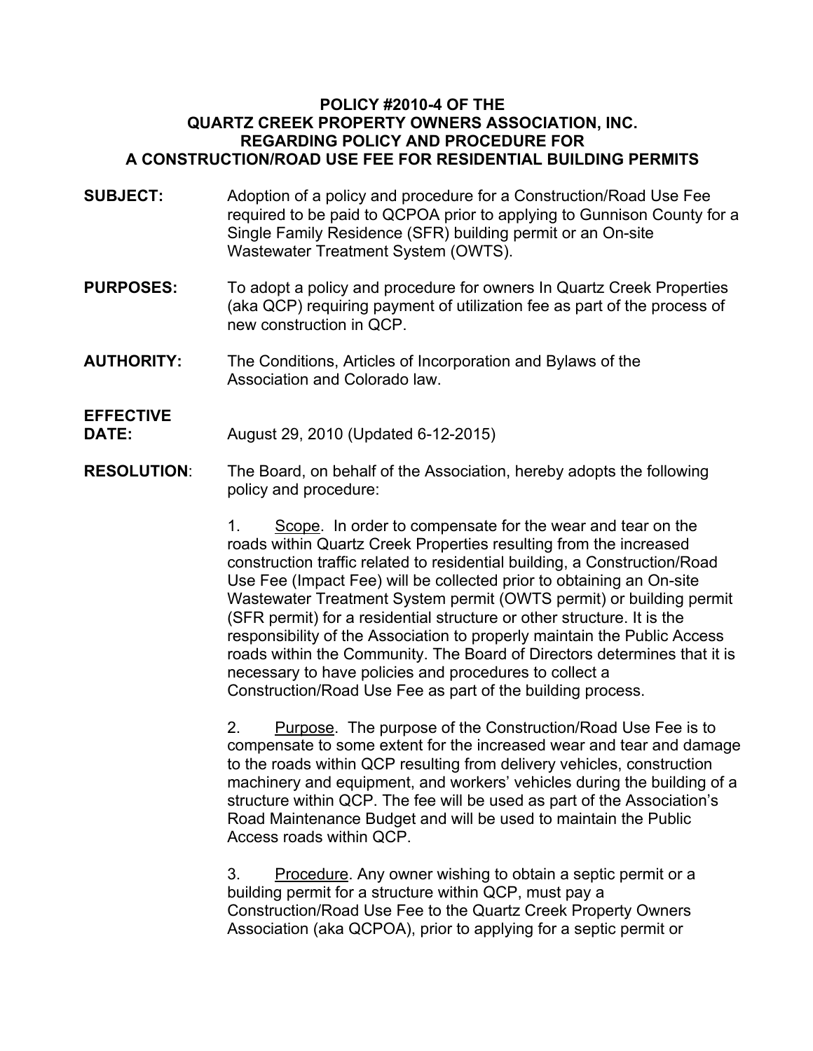# POLICY #2010-4 OF THE QUARTZ CREEK PROPERTY OWNERS ASSOCIATION, INC. REGARDING POLICY AND PROCEDURE FOR A CONSTRUCTION/ROAD USE FEE FOR RESIDENTIAL BUILDING PERMITS

**SUBJECT:** Adoption of a policy and procedure for a Construction/Road Use Fee required to be paid to QCPOA prior to applying to Gunnison County for a Single Family Residence (SFR) building permit or an On-site Wastewater Treatment System (OWTS).

**PURPOSES:** To adopt a policy and procedure for owners In Quartz Creek Properties (aka QCP) requiring payment of utilization fee as part of the process of new construction in QCP.

**AUTHORITY:** The Conditions, Articles of Incorporation and Bylaws of the Association and Colorado law.

**EFFECTIVE DATE:** August 29, 2010 (Updated 6-12-2015)

**RESOLUTION**: The Board, on behalf of the Association, hereby adopts the following policy and procedure:

1. Scope. In order to compensate for the wear and tear on the roads within Quartz Creek Properties resulting from the increased construction traffic related to residential building, a Construction/Road Use Fee (Impact Fee) will be collected prior to obtaining an On-site Wastewater Treatment System permit (OWTS permit) or building permit (SFR permit) for a residential structure or other structure. It is the responsibility of the Association to properly maintain the Public Access roads within the Community. The Board of Directors determines that it is necessary to have policies and procedures to collect a Construction/Road Use Fee as part of the building process.

2. Purpose. The purpose of the Construction/Road Use Fee is to compensate to some extent for the increased wear and tear and damage to the roads within QCP resulting from delivery vehicles, construction machinery and equipment, and workers' vehicles during the building of a structure within QCP. The fee will be used as part of the Association's Road Maintenance Budget and will be used to maintain the Public Access roads within QCP.

3. Procedure. Any owner wishing to obtain a septic permit or a building permit for a structure within QCP, must pay a Construction/Road Use Fee to the Quartz Creek Property Owners Association (aka QCPOA), prior to applying for a septic permit or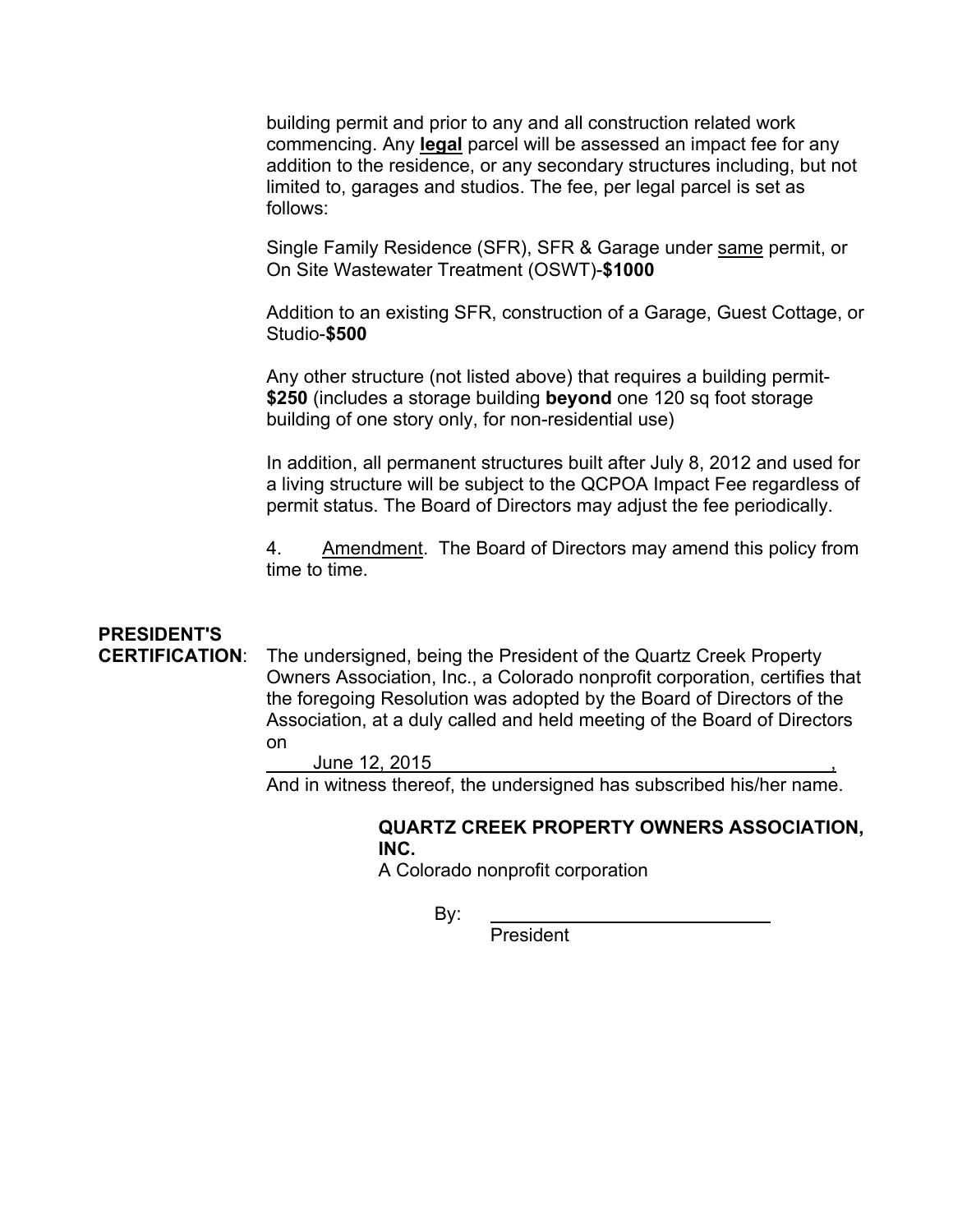building permit and prior to any and all construction related work commencing. Any **legal** parcel will be assessed an impact fee for any addition to the residence, or any secondary structures including, but not limited to, garages and studios. The fee, per legal parcel is set as follows:

Single Family Residence (SFR), SFR & Garage under same permit, or On Site Wastewater Treatment (OSWT)-**$1000**

Addition to an existing SFR, construction of a Garage, Guest Cottage, or Studio-**$500**

Any other structure (not listed above) that requires a building permit-**$250** (includes a storage building **beyond** one 120 sq foot storage building of one story only, for non-residential use)

In addition, all permanent structures built after July 8, 2012 and used for a living structure will be subject to the QCPOA Impact Fee regardless of permit status. The Board of Directors may adjust the fee periodically.

4. Amendment. The Board of Directors may amend this policy from time to time.

**PRESIDENT'S CERTIFICATION**: The undersigned, being the President of the Quartz Creek Property Owners Association, Inc., a Colorado nonprofit corporation, certifies that the foregoing Resolution was adopted by the Board of Directors of the Association, at a duly called and held meeting of the Board of Directors on

June 12, 2015,

And in witness thereof, the undersigned has subscribed his/her name.

**QUARTZ CREEK PROPERTY OWNERS ASSOCIATION, INC.**
A Colorado nonprofit corporation

By: ____________________________
President